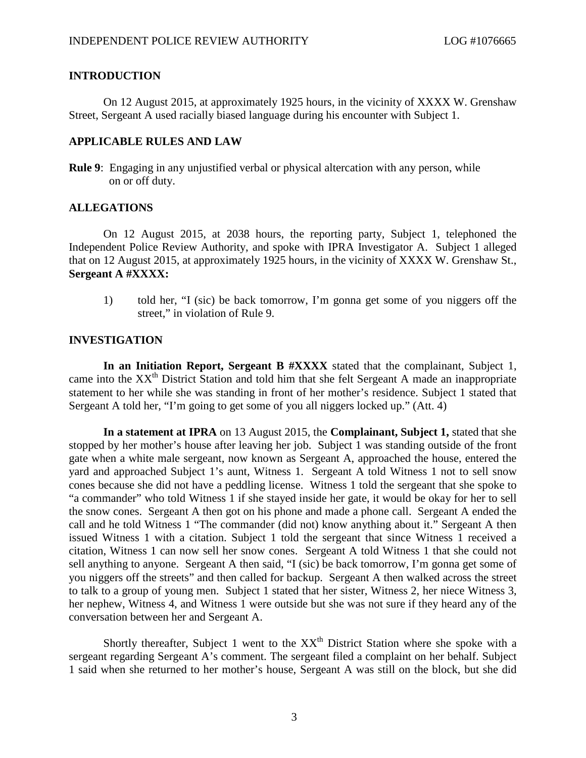## INTRODUCTION

On 12 August 2015, at approximately 1925 hours, in the vicinity of XXXX W. Grenshaw Street, Sergeant A used racially biased language during his encounter with Subject 1.

## APPLICABLE RULES AND LAW

**Rule 9**: Engaging in any unjustified verbal or physical altercation with any person, while on or off duty.

## ALLEGATIONS

On 12 August 2015, at 2038 hours, the reporting party, Subject 1, telephoned the Independent Police Review Authority, and spoke with IPRA Investigator A. Subject 1 alleged that on 12 August 2015, at approximately 1925 hours, in the vicinity of XXXX W. Grenshaw St., **Sergeant A #XXXX:**

1) told her, "I (sic) be back tomorrow, I'm gonna get some of you niggers off the street," in violation of Rule 9.

## INVESTIGATION

**In an Initiation Report, Sergeant B #XXXX** stated that the complainant, Subject 1, came into the XX[th] District Station and told him that she felt Sergeant A made an inappropriate statement to her while she was standing in front of her mother's residence. Subject 1 stated that Sergeant A told her, "I'm going to get some of you all niggers locked up." (Att. 4)

**In a statement at IPRA** on 13 August 2015, the **Complainant, Subject 1,** stated that she stopped by her mother's house after leaving her job. Subject 1 was standing outside of the front gate when a white male sergeant, now known as Sergeant A, approached the house, entered the yard and approached Subject 1's aunt, Witness 1. Sergeant A told Witness 1 not to sell snow cones because she did not have a peddling license. Witness 1 told the sergeant that she spoke to "a commander" who told Witness 1 if she stayed inside her gate, it would be okay for her to sell the snow cones. Sergeant A then got on his phone and made a phone call. Sergeant A ended the call and he told Witness 1 "The commander (did not) know anything about it." Sergeant A then issued Witness 1 with a citation. Subject 1 told the sergeant that since Witness 1 received a citation, Witness 1 can now sell her snow cones. Sergeant A told Witness 1 that she could not sell anything to anyone. Sergeant A then said, "I (sic) be back tomorrow, I'm gonna get some of you niggers off the streets" and then called for backup. Sergeant A then walked across the street to talk to a group of young men. Subject 1 stated that her sister, Witness 2, her niece Witness 3, her nephew, Witness 4, and Witness 1 were outside but she was not sure if they heard any of the conversation between her and Sergeant A.

Shortly thereafter, Subject 1 went to the XX[th] District Station where she spoke with a sergeant regarding Sergeant A's comment. The sergeant filed a complaint on her behalf. Subject 1 said when she returned to her mother's house, Sergeant A was still on the block, but she did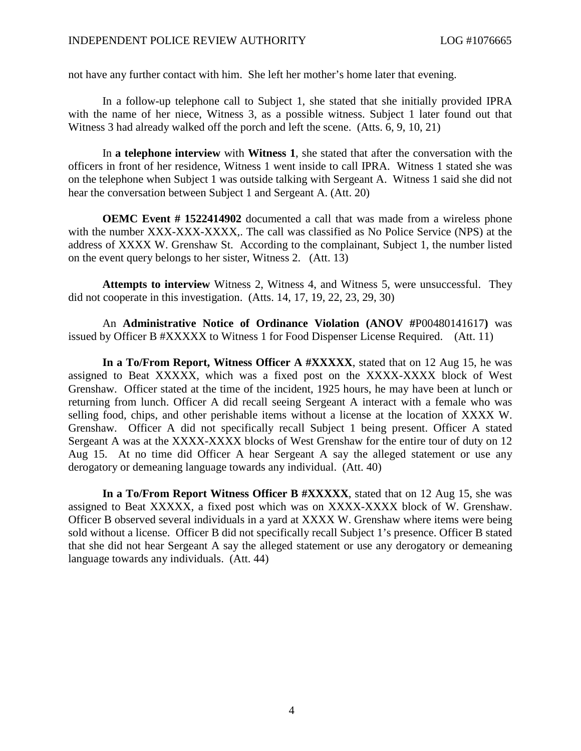not have any further contact with him. She left her mother's home later that evening.

In a follow-up telephone call to Subject 1, she stated that she initially provided IPRA with the name of her niece, Witness 3, as a possible witness. Subject 1 later found out that Witness 3 had already walked off the porch and left the scene. (Atts. 6, 9, 10, 21)

In **a telephone interview** with **Witness 1**, she stated that after the conversation with the officers in front of her residence, Witness 1 went inside to call IPRA. Witness 1 stated she was on the telephone when Subject 1 was outside talking with Sergeant A. Witness 1 said she did not hear the conversation between Subject 1 and Sergeant A. (Att. 20)

**OEMC Event # 1522414902** documented a call that was made from a wireless phone with the number XXX-XXX-XXXX,. The call was classified as No Police Service (NPS) at the address of XXXX W. Grenshaw St. According to the complainant, Subject 1, the number listed on the event query belongs to her sister, Witness 2. (Att. 13)

**Attempts to interview** Witness 2, Witness 4, and Witness 5, were unsuccessful. They did not cooperate in this investigation. (Atts. 14, 17, 19, 22, 23, 29, 30)

An **Administrative Notice of Ordinance Violation (ANOV #**P00480141617**)** was issued by Officer B #XXXXX to Witness 1 for Food Dispenser License Required. (Att. 11)

**In a To/From Report, Witness Officer A #XXXXX**, stated that on 12 Aug 15, he was assigned to Beat XXXXX, which was a fixed post on the XXXX-XXXX block of West Grenshaw. Officer stated at the time of the incident, 1925 hours, he may have been at lunch or returning from lunch. Officer A did recall seeing Sergeant A interact with a female who was selling food, chips, and other perishable items without a license at the location of XXXX W. Grenshaw. Officer A did not specifically recall Subject 1 being present. Officer A stated Sergeant A was at the XXXX-XXXX blocks of West Grenshaw for the entire tour of duty on 12 Aug 15. At no time did Officer A hear Sergeant A say the alleged statement or use any derogatory or demeaning language towards any individual. (Att. 40)

**In a To/From Report Witness Officer B #XXXXX**, stated that on 12 Aug 15, she was assigned to Beat XXXXX, a fixed post which was on XXXX-XXXX block of W. Grenshaw. Officer B observed several individuals in a yard at XXXX W. Grenshaw where items were being sold without a license. Officer B did not specifically recall Subject 1's presence. Officer B stated that she did not hear Sergeant A say the alleged statement or use any derogatory or demeaning language towards any individuals. (Att. 44)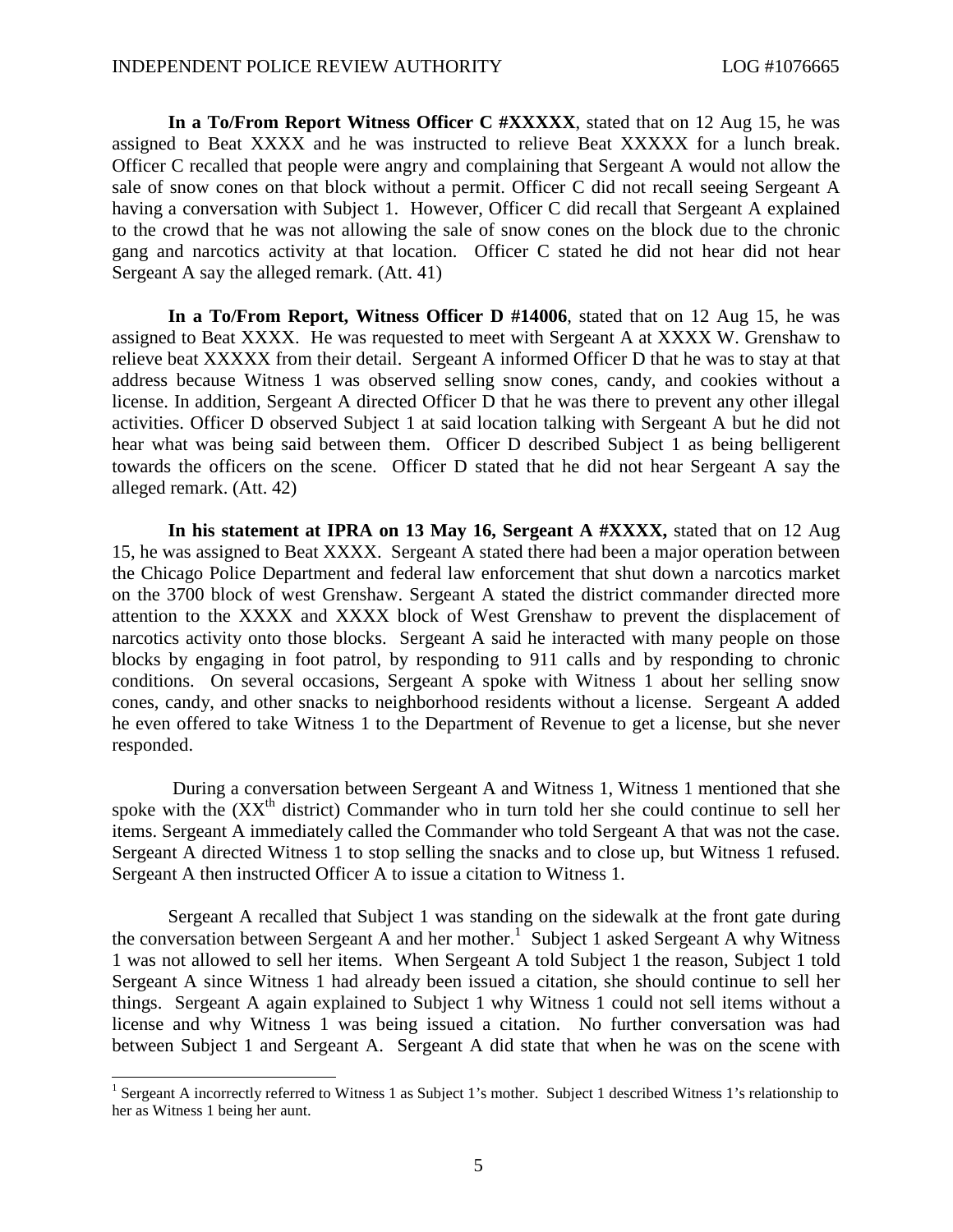**In a To/From Report Witness Officer C #XXXXX**, stated that on 12 Aug 15, he was assigned to Beat XXXX and he was instructed to relieve Beat XXXXX for a lunch break. Officer C recalled that people were angry and complaining that Sergeant A would not allow the sale of snow cones on that block without a permit. Officer C did not recall seeing Sergeant A having a conversation with Subject 1. However, Officer C did recall that Sergeant A explained to the crowd that he was not allowing the sale of snow cones on the block due to the chronic gang and narcotics activity at that location. Officer C stated he did not hear did not hear Sergeant A say the alleged remark. (Att. 41)

**In a To/From Report, Witness Officer D #14006**, stated that on 12 Aug 15, he was assigned to Beat XXXX. He was requested to meet with Sergeant A at XXXX W. Grenshaw to relieve beat XXXXX from their detail. Sergeant A informed Officer D that he was to stay at that address because Witness 1 was observed selling snow cones, candy, and cookies without a license. In addition, Sergeant A directed Officer D that he was there to prevent any other illegal activities. Officer D observed Subject 1 at said location talking with Sergeant A but he did not hear what was being said between them. Officer D described Subject 1 as being belligerent towards the officers on the scene. Officer D stated that he did not hear Sergeant A say the alleged remark. (Att. 42)

**In his statement at IPRA on 13 May 16, Sergeant A #XXXX,** stated that on 12 Aug 15, he was assigned to Beat XXXX. Sergeant A stated there had been a major operation between the Chicago Police Department and federal law enforcement that shut down a narcotics market on the 3700 block of west Grenshaw. Sergeant A stated the district commander directed more attention to the XXXX and XXXX block of West Grenshaw to prevent the displacement of narcotics activity onto those blocks. Sergeant A said he interacted with many people on those blocks by engaging in foot patrol, by responding to 911 calls and by responding to chronic conditions. On several occasions, Sergeant A spoke with Witness 1 about her selling snow cones, candy, and other snacks to neighborhood residents without a license. Sergeant A added he even offered to take Witness 1 to the Department of Revenue to get a license, but she never responded.

During a conversation between Sergeant A and Witness 1, Witness 1 mentioned that she spoke with the (XX$^{th}$ district) Commander who in turn told her she could continue to sell her items. Sergeant A immediately called the Commander who told Sergeant A that was not the case. Sergeant A directed Witness 1 to stop selling the snacks and to close up, but Witness 1 refused. Sergeant A then instructed Officer A to issue a citation to Witness 1.

Sergeant A recalled that Subject 1 was standing on the sidewalk at the front gate during the conversation between Sergeant A and her mother.[1] Subject 1 asked Sergeant A why Witness 1 was not allowed to sell her items. When Sergeant A told Subject 1 the reason, Subject 1 told Sergeant A since Witness 1 had already been issued a citation, she should continue to sell her things. Sergeant A again explained to Subject 1 why Witness 1 could not sell items without a license and why Witness 1 was being issued a citation. No further conversation was had between Subject 1 and Sergeant A. Sergeant A did state that when he was on the scene with

[1] Sergeant A incorrectly referred to Witness 1 as Subject 1's mother. Subject 1 described Witness 1's relationship to her as Witness 1 being her aunt.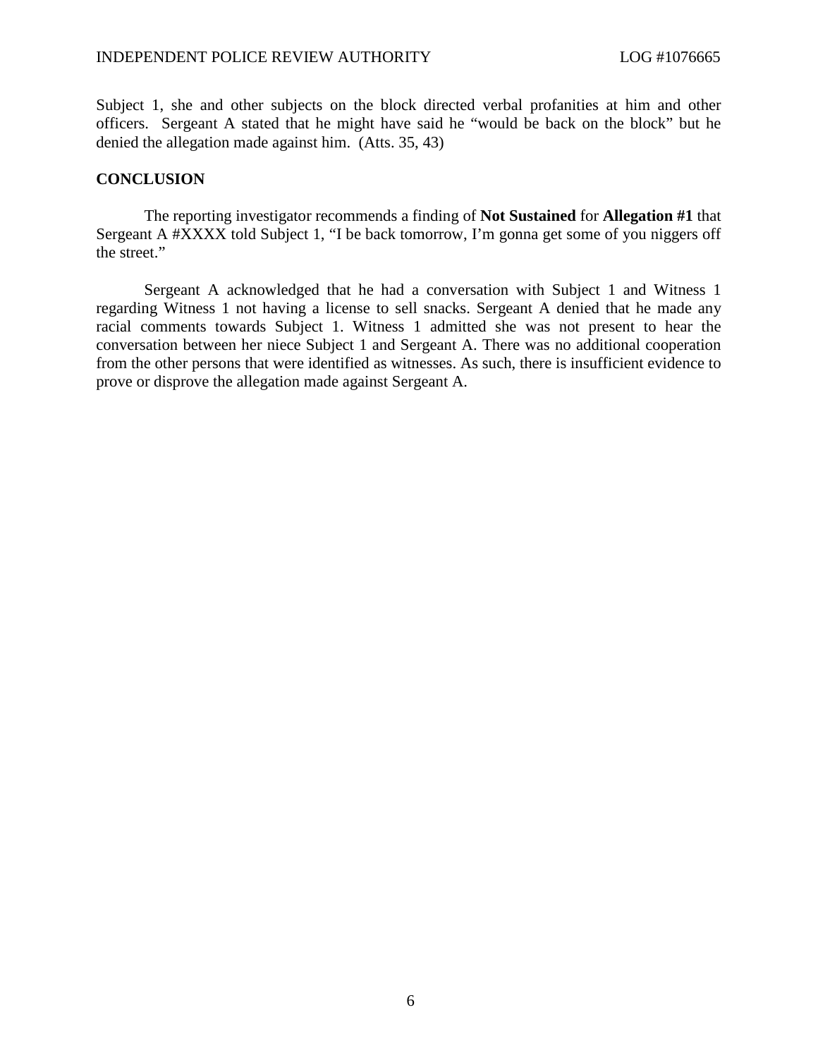Subject 1, she and other subjects on the block directed verbal profanities at him and other officers. Sergeant A stated that he might have said he "would be back on the block" but he denied the allegation made against him. (Atts. 35, 43)

## CONCLUSION

The reporting investigator recommends a finding of **Not Sustained** for **Allegation #1** that Sergeant A #XXXX told Subject 1, "I be back tomorrow, I'm gonna get some of you niggers off the street."

Sergeant A acknowledged that he had a conversation with Subject 1 and Witness 1 regarding Witness 1 not having a license to sell snacks. Sergeant A denied that he made any racial comments towards Subject 1. Witness 1 admitted she was not present to hear the conversation between her niece Subject 1 and Sergeant A. There was no additional cooperation from the other persons that were identified as witnesses. As such, there is insufficient evidence to prove or disprove the allegation made against Sergeant A.